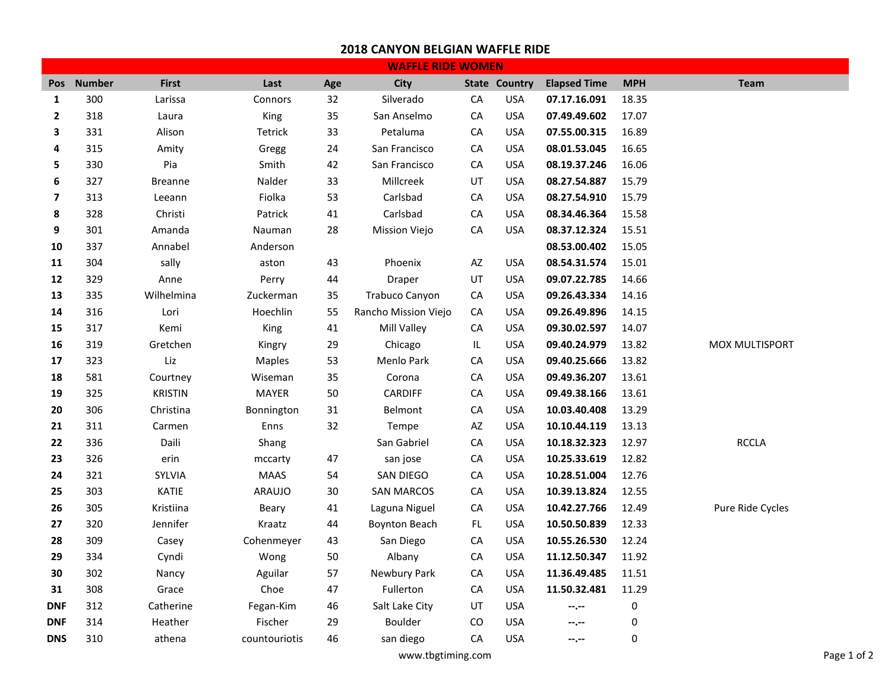# 2018 CANYON BELGIAN WAFFLE RIDE

## WAFFLE RIDE WOMEN

| Pos | Number | First | Last | Age | City | State | Country | Elapsed Time | MPH | Team |
|---|---|---|---|---|---|---|---|---|---|---|
| **1** | 300 | Larissa | Connors | 32 | Silverado | CA | USA | **07.17.16.091** | 18.35 | |
| **2** | 318 | Laura | King | 35 | San Anselmo | CA | USA | **07.49.49.602** | 17.07 | |
| **3** | 331 | Alison | Tetrick | 33 | Petaluma | CA | USA | **07.55.00.315** | 16.89 | |
| **4** | 315 | Amity | Gregg | 24 | San Francisco | CA | USA | **08.01.53.045** | 16.65 | |
| **5** | 330 | Pia | Smith | 42 | San Francisco | CA | USA | **08.19.37.246** | 16.06 | |
| **6** | 327 | Breanne | Nalder | 33 | Millcreek | UT | USA | **08.27.54.887** | 15.79 | |
| **7** | 313 | Leeann | Fiolka | 53 | Carlsbad | CA | USA | **08.27.54.910** | 15.79 | |
| **8** | 328 | Christi | Patrick | 41 | Carlsbad | CA | USA | **08.34.46.364** | 15.58 | |
| **9** | 301 | Amanda | Nauman | 28 | Mission Viejo | CA | USA | **08.37.12.324** | 15.51 | |
| **10** | 337 | Annabel | Anderson | | | | | **08.53.00.402** | 15.05 | |
| **11** | 304 | sally | aston | 43 | Phoenix | AZ | USA | **08.54.31.574** | 15.01 | |
| **12** | 329 | Anne | Perry | 44 | Draper | UT | USA | **09.07.22.785** | 14.66 | |
| **13** | 335 | Wilhelmina | Zuckerman | 35 | Trabuco Canyon | CA | USA | **09.26.43.334** | 14.16 | |
| **14** | 316 | Lori | Hoechlin | 55 | Rancho Mission Viejo | CA | USA | **09.26.49.896** | 14.15 | |
| **15** | 317 | Kemi | King | 41 | Mill Valley | CA | USA | **09.30.02.597** | 14.07 | |
| **16** | 319 | Gretchen | Kingry | 29 | Chicago | IL | USA | **09.40.24.979** | 13.82 | MOX MULTISPORT |
| **17** | 323 | Liz | Maples | 53 | Menlo Park | CA | USA | **09.40.25.666** | 13.82 | |
| **18** | 581 | Courtney | Wiseman | 35 | Corona | CA | USA | **09.49.36.207** | 13.61 | |
| **19** | 325 | KRISTIN | MAYER | 50 | CARDIFF | CA | USA | **09.49.38.166** | 13.61 | |
| **20** | 306 | Christina | Bonnington | 31 | Belmont | CA | USA | **10.03.40.408** | 13.29 | |
| **21** | 311 | Carmen | Enns | 32 | Tempe | AZ | USA | **10.10.44.119** | 13.13 | |
| **22** | 336 | Daili | Shang | | San Gabriel | CA | USA | **10.18.32.323** | 12.97 | RCCLA |
| **23** | 326 | erin | mccarty | 47 | san jose | CA | USA | **10.25.33.619** | 12.82 | |
| **24** | 321 | SYLVIA | MAAS | 54 | SAN DIEGO | CA | USA | **10.28.51.004** | 12.76 | |
| **25** | 303 | KATIE | ARAUJO | 30 | SAN MARCOS | CA | USA | **10.39.13.824** | 12.55 | |
| **26** | 305 | Kristiina | Beary | 41 | Laguna Niguel | CA | USA | **10.42.27.766** | 12.49 | Pure Ride Cycles |
| **27** | 320 | Jennifer | Kraatz | 44 | Boynton Beach | FL | USA | **10.50.50.839** | 12.33 | |
| **28** | 309 | Casey | Cohenmeyer | 43 | San Diego | CA | USA | **10.55.26.530** | 12.24 | |
| **29** | 334 | Cyndi | Wong | 50 | Albany | CA | USA | **11.12.50.347** | 11.92 | |
| **30** | 302 | Nancy | Aguilar | 57 | Newbury Park | CA | USA | **11.36.49.485** | 11.51 | |
| **31** | 308 | Grace | Choe | 47 | Fullerton | CA | USA | **11.50.32.481** | 11.29 | |
| **DNF** | 312 | Catherine | Fegan-Kim | 46 | Salt Lake City | UT | USA | **--.--** | 0 | |
| **DNF** | 314 | Heather | Fischer | 29 | Boulder | CO | USA | **--.--** | 0 | |
| **DNS** | 310 | athena | countouriotis | 46 | san diego | CA | USA | **--.--** | 0 | |

www.tbgtiming.com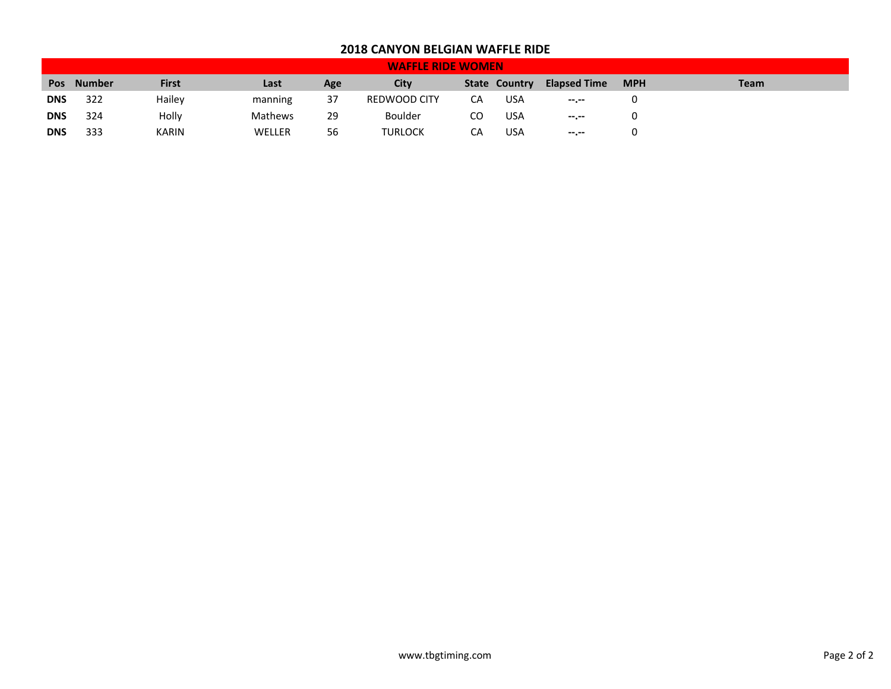## 2018 CANYON BELGIAN WAFFLE RIDE

### WAFFLE RIDE WOMEN

| Pos | Number | First | Last | Age | City | State | Country | Elapsed Time | MPH | Team |
|---|---|---|---|---|---|---|---|---|---|---|
| **DNS** | 322 | Hailey | manning | 37 | REDWOOD CITY | CA | USA | --.-- | 0 | |
| **DNS** | 324 | Holly | Mathews | 29 | Boulder | CO | USA | --.-- | 0 | |
| **DNS** | 333 | KARIN | WELLER | 56 | TURLOCK | CA | USA | --.-- | 0 | |

www.tbgtiming.com